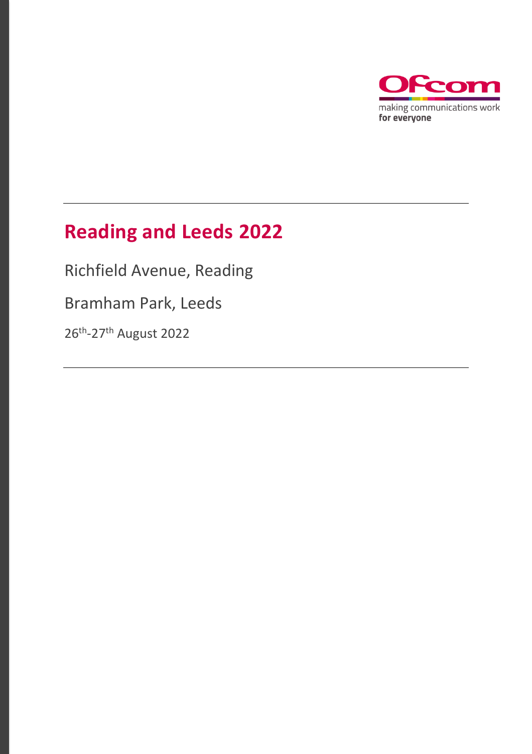# Reading and Leeds 2022

Richfield Avenue, Reading

Bramham Park, Leeds

26th-27th August 2022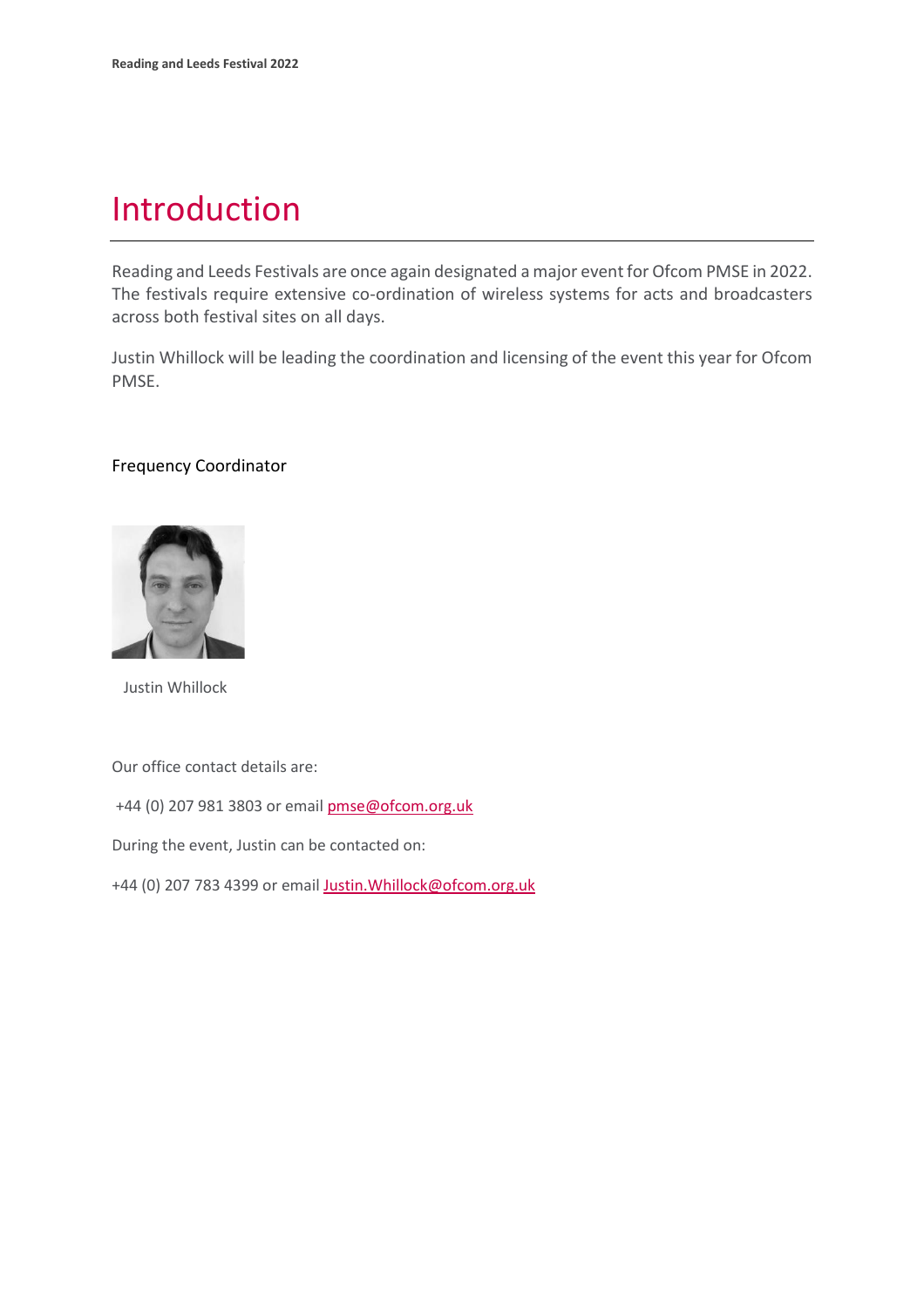# Introduction

Reading and Leeds Festivals are once again designated a major event for Ofcom PMSE in 2022. The festivals require extensive co-ordination of wireless systems for acts and broadcasters across both festival sites on all days.

Justin Whillock will be leading the coordination and licensing of the event this year for Ofcom PMSE.

Frequency Coordinator

Justin Whillock

Our office contact details are:

+44 (0) 207 981 3803 or email pmse@ofcom.org.uk

During the event, Justin can be contacted on:

+44 (0) 207 783 4399 or email Justin.Whillock@ofcom.org.uk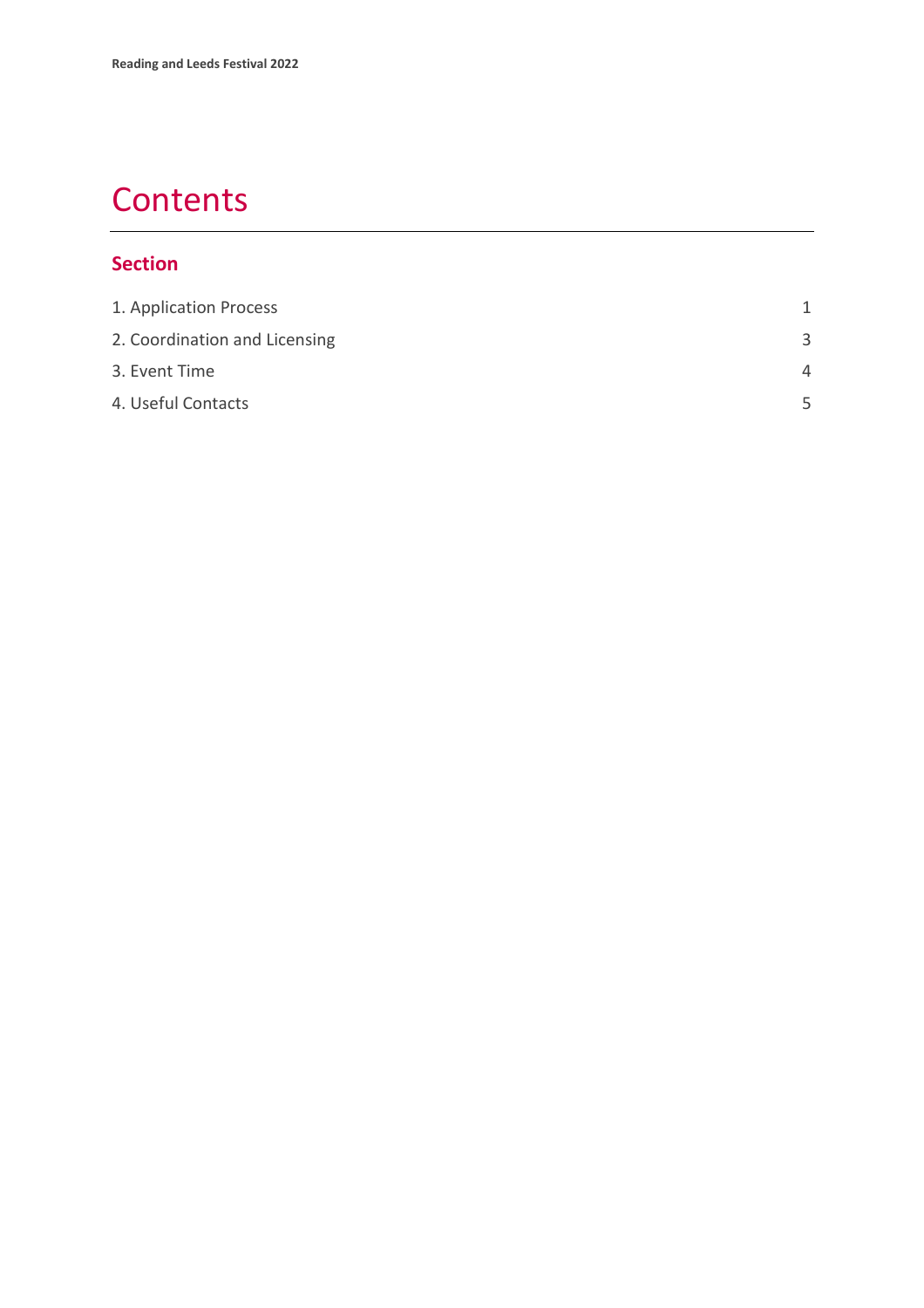# Contents

## Section

| | |
|---|---|
| 1. Application Process | 1 |
| 2. Coordination and Licensing | 3 |
| 3. Event Time | 4 |
| 4. Useful Contacts | 5 |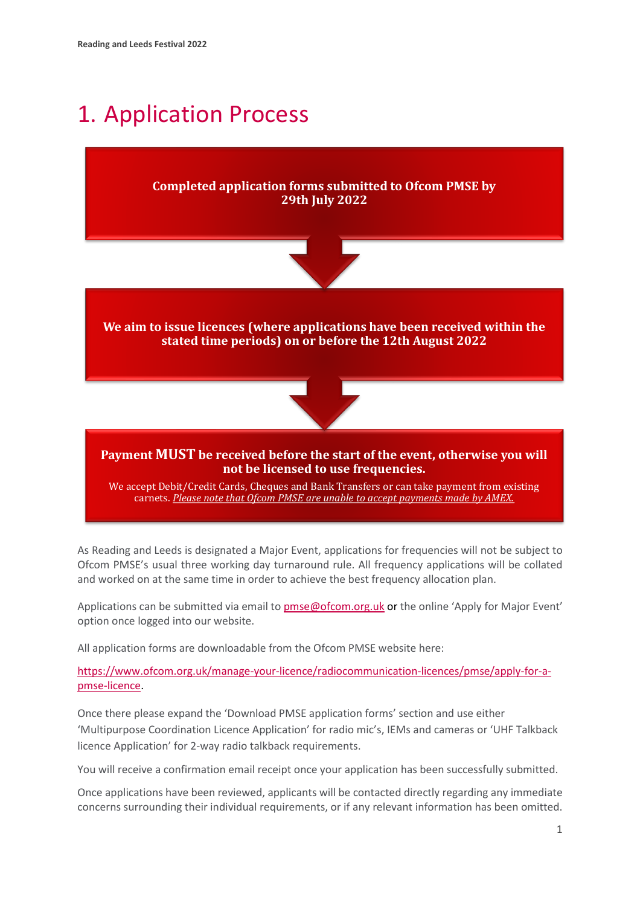# 1. Application Process

**Completed application forms submitted to Ofcom PMSE by 29th July 2022**

↓

**We aim to issue licences (where applications have been received within the stated time periods) on or before the 12th August 2022**

↓

**Payment MUST be received before the start of the event, otherwise you will not be licensed to use frequencies.**

We accept Debit/Credit Cards, Cheques and Bank Transfers or can take payment from existing carnets. *Please note that Ofcom PMSE are unable to accept payments made by AMEX.*

As Reading and Leeds is designated a Major Event, applications for frequencies will not be subject to Ofcom PMSE's usual three working day turnaround rule. All frequency applications will be collated and worked on at the same time in order to achieve the best frequency allocation plan.

Applications can be submitted via email to pmse@ofcom.org.uk or the online 'Apply for Major Event' option once logged into our website.

All application forms are downloadable from the Ofcom PMSE website here:

https://www.ofcom.org.uk/manage-your-licence/radiocommunication-licences/pmse/apply-for-a-pmse-licence.

Once there please expand the 'Download PMSE application forms' section and use either 'Multipurpose Coordination Licence Application' for radio mic's, IEMs and cameras or 'UHF Talkback licence Application' for 2-way radio talkback requirements.

You will receive a confirmation email receipt once your application has been successfully submitted.

Once applications have been reviewed, applicants will be contacted directly regarding any immediate concerns surrounding their individual requirements, or if any relevant information has been omitted.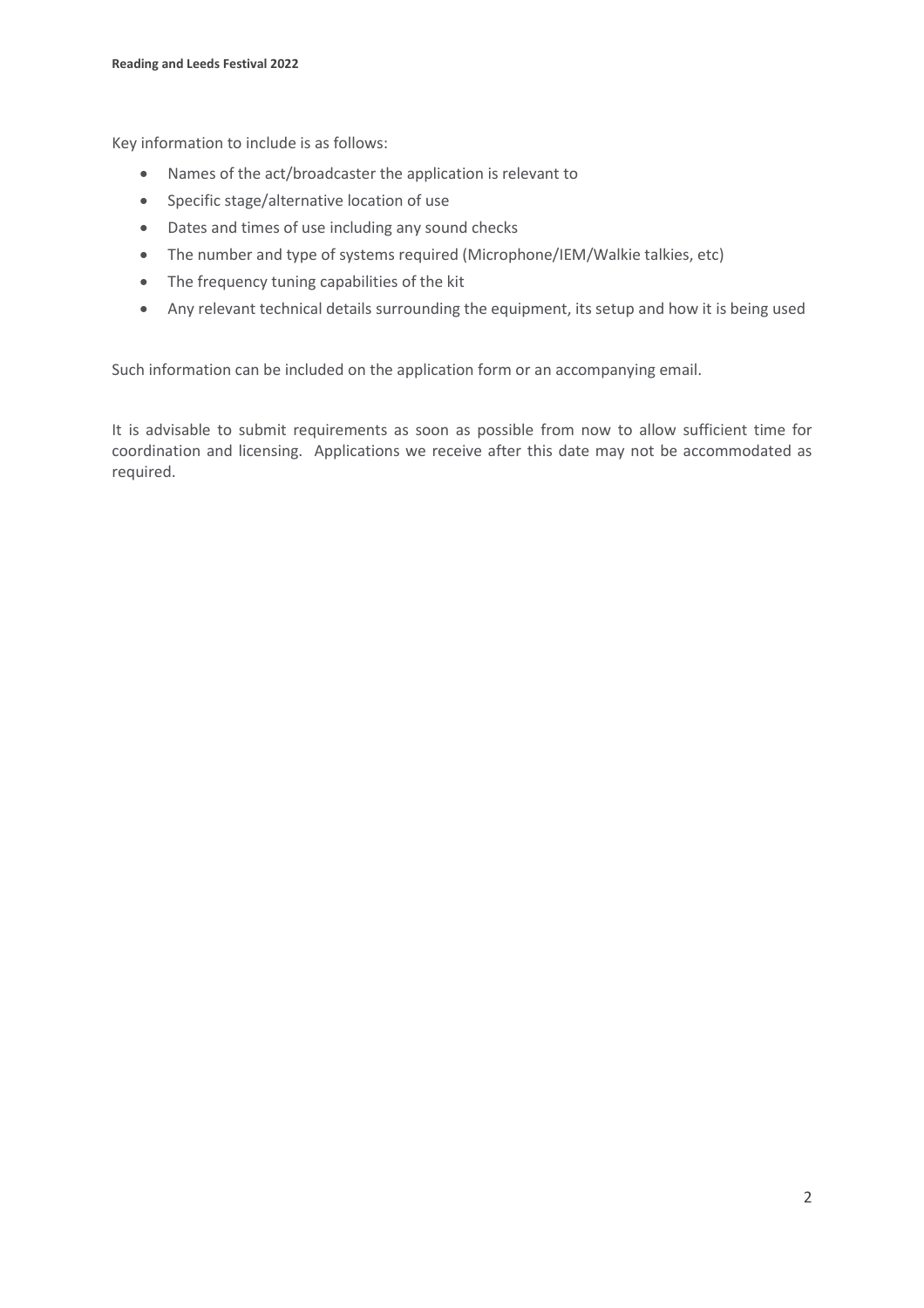Key information to include is as follows:

- Names of the act/broadcaster the application is relevant to
- Specific stage/alternative location of use
- Dates and times of use including any sound checks
- The number and type of systems required (Microphone/IEM/Walkie talkies, etc)
- The frequency tuning capabilities of the kit
- Any relevant technical details surrounding the equipment, its setup and how it is being used

Such information can be included on the application form or an accompanying email.

It is advisable to submit requirements as soon as possible from now to allow sufficient time for coordination and licensing. Applications we receive after this date may not be accommodated as required.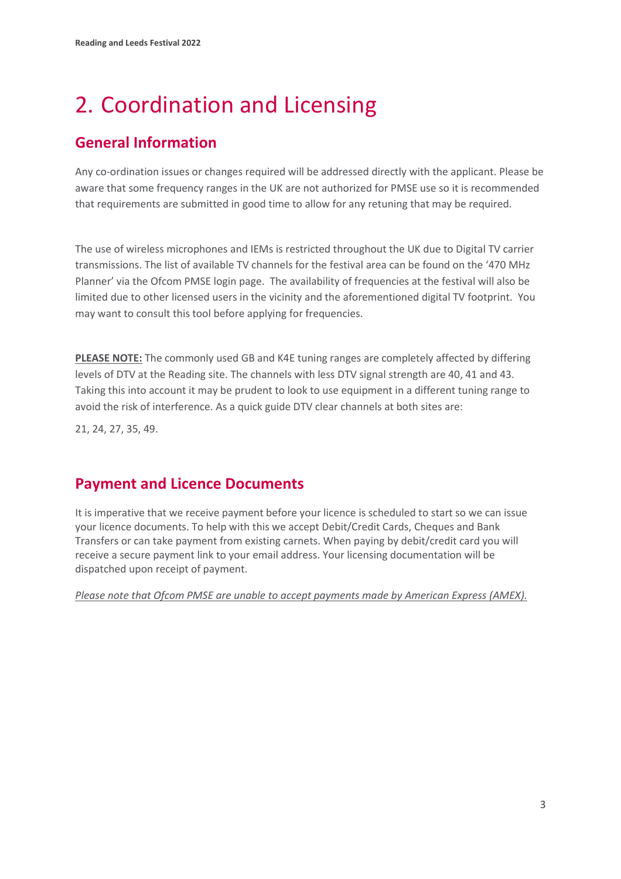# 2. Coordination and Licensing

## General Information

Any co-ordination issues or changes required will be addressed directly with the applicant. Please be aware that some frequency ranges in the UK are not authorized for PMSE use so it is recommended that requirements are submitted in good time to allow for any retuning that may be required.

The use of wireless microphones and IEMs is restricted throughout the UK due to Digital TV carrier transmissions. The list of available TV channels for the festival area can be found on the '470 MHz Planner' via the Ofcom PMSE login page. The availability of frequencies at the festival will also be limited due to other licensed users in the vicinity and the aforementioned digital TV footprint. You may want to consult this tool before applying for frequencies.

**PLEASE NOTE:** The commonly used GB and K4E tuning ranges are completely affected by differing levels of DTV at the Reading site. The channels with less DTV signal strength are 40, 41 and 43. Taking this into account it may be prudent to look to use equipment in a different tuning range to avoid the risk of interference. As a quick guide DTV clear channels at both sites are:

21, 24, 27, 35, 49.

## Payment and Licence Documents

It is imperative that we receive payment before your licence is scheduled to start so we can issue your licence documents. To help with this we accept Debit/Credit Cards, Cheques and Bank Transfers or can take payment from existing carnets. When paying by debit/credit card you will receive a secure payment link to your email address. Your licensing documentation will be dispatched upon receipt of payment.

*Please note that Ofcom PMSE are unable to accept payments made by American Express (AMEX).*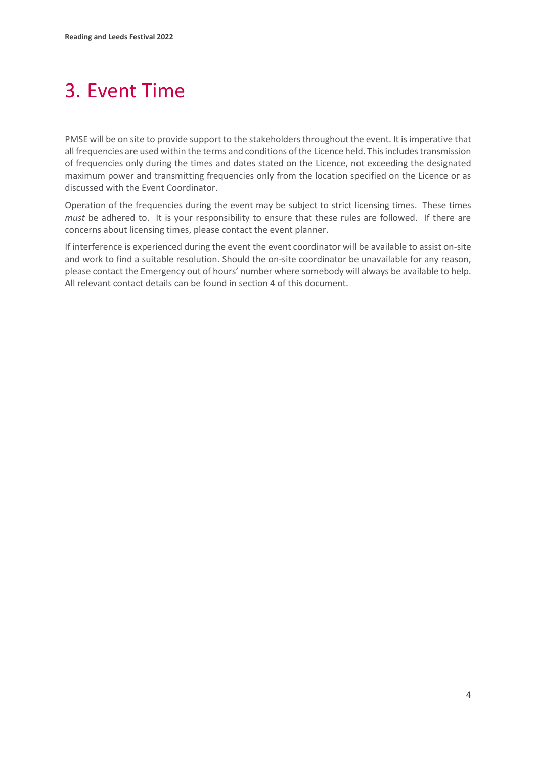# 3. Event Time

PMSE will be on site to provide support to the stakeholders throughout the event. It is imperative that all frequencies are used within the terms and conditions of the Licence held. This includes transmission of frequencies only during the times and dates stated on the Licence, not exceeding the designated maximum power and transmitting frequencies only from the location specified on the Licence or as discussed with the Event Coordinator.

Operation of the frequencies during the event may be subject to strict licensing times. These times *must* be adhered to. It is your responsibility to ensure that these rules are followed. If there are concerns about licensing times, please contact the event planner.

If interference is experienced during the event the event coordinator will be available to assist on-site and work to find a suitable resolution. Should the on-site coordinator be unavailable for any reason, please contact the Emergency out of hours' number where somebody will always be available to help. All relevant contact details can be found in section 4 of this document.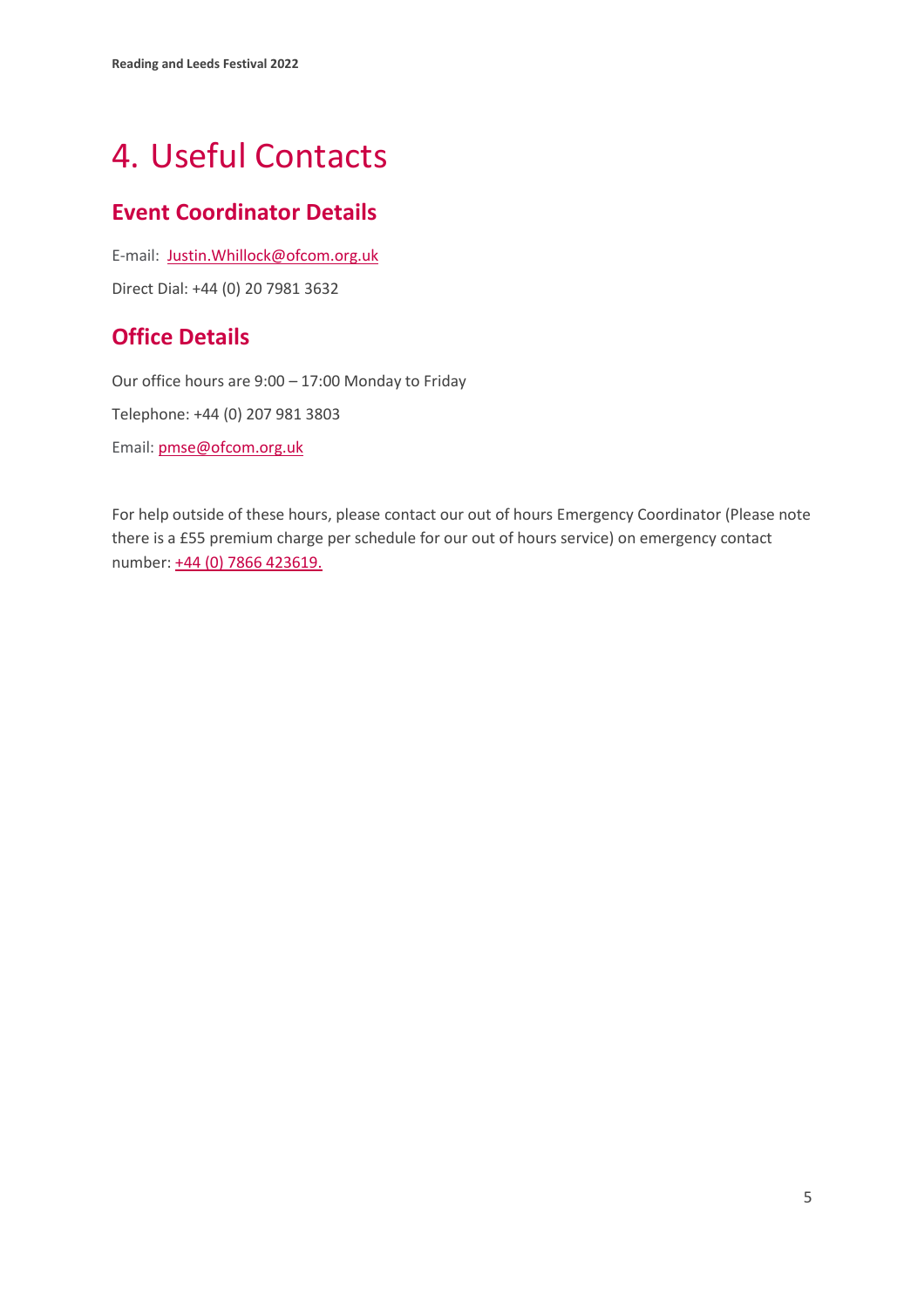# 4. Useful Contacts

## Event Coordinator Details

E-mail: Justin.Whillock@ofcom.org.uk

Direct Dial: +44 (0) 20 7981 3632

## Office Details

Our office hours are 9:00 – 17:00 Monday to Friday

Telephone: +44 (0) 207 981 3803

Email: pmse@ofcom.org.uk

For help outside of these hours, please contact our out of hours Emergency Coordinator (Please note there is a £55 premium charge per schedule for our out of hours service) on emergency contact number: +44 (0) 7866 423619.